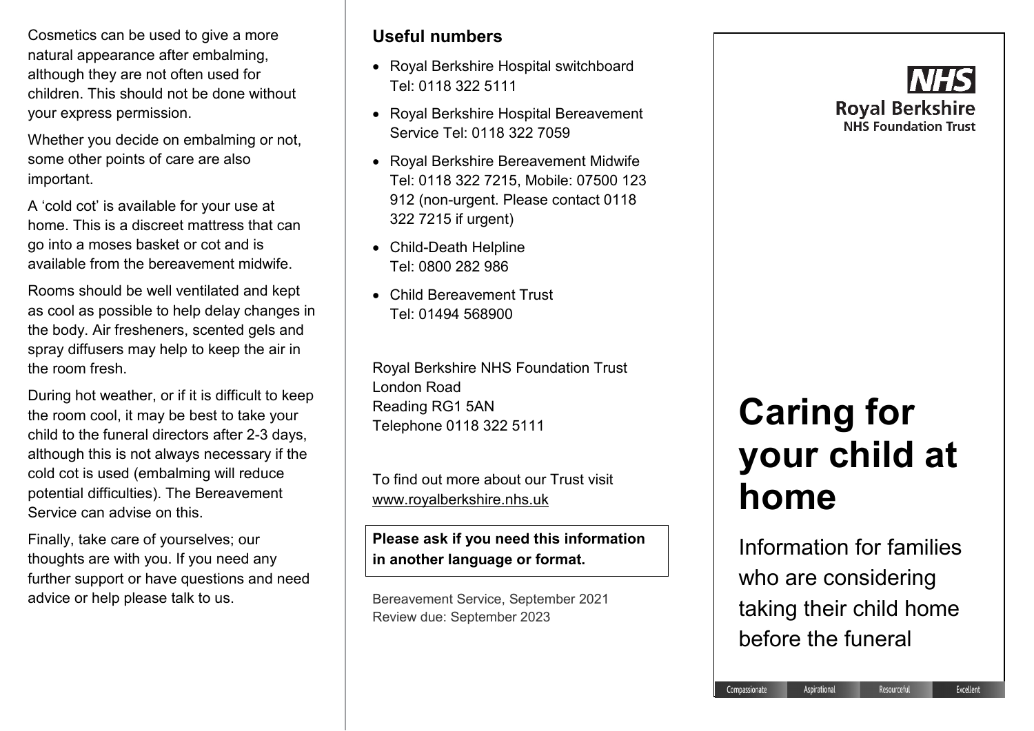Cosmetics can be used to give a more natural appearance after embalming, although they are not often used for children. This should not be done without your express permission.

Whether you decide on embalming or not, some other points of care are also important.

A 'cold cot' is available for your use at home. This is a discreet mattress that can go into a moses basket or cot and is available from the bereavement midwife.

Rooms should be well ventilated and kept as cool as possible to help delay changes in the body. Air fresheners, scented gels and spray diffusers may help to keep the air in the room fresh.

During hot weather, or if it is difficult to keep the room cool, it may be best to take your child to the funeral directors after 2-3 days, although this is not always necessary if the cold cot is used (embalming will reduce potential difficulties). The Bereavement Service can advise on this.

Finally, take care of yourselves; our thoughts are with you. If you need any further support or have questions and need advice or help please talk to us.

## Useful numbers

- Royal Berkshire Hospital switchboard Tel: 0118 322 5111
- Royal Berkshire Hospital Bereavement Service Tel: 0118 322 7059
- Royal Berkshire Bereavement Midwife Tel: 0118 322 7215, Mobile: 07500 123 912 (non-urgent. Please contact 0118 322 7215 if urgent)
- Child-Death Helpline Tel: 0800 282 986
- Child Bereavement Trust Tel: 01494 568900

Royal Berkshire NHS Foundation Trust
London Road
Reading RG1 5AN
Telephone 0118 322 5111

To find out more about our Trust visit www.royalberkshire.nhs.uk

**Please ask if you need this information in another language or format.**

Bereavement Service, September 2021
Review due: September 2023

NHS
Royal Berkshire
NHS Foundation Trust

# Caring for your child at home

Information for families who are considering taking their child home before the funeral

Compassionate | Aspirational | Resourceful | Excellent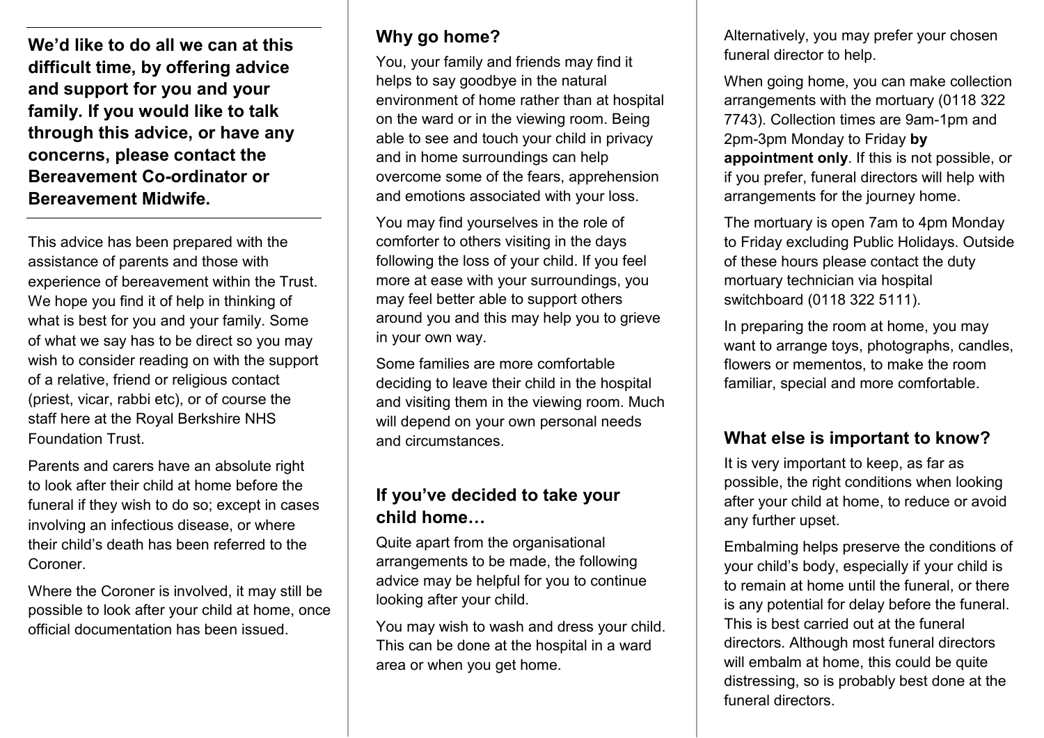**We'd like to do all we can at this difficult time, by offering advice and support for you and your family. If you would like to talk through this advice, or have any concerns, please contact the Bereavement Co-ordinator or Bereavement Midwife.**

This advice has been prepared with the assistance of parents and those with experience of bereavement within the Trust. We hope you find it of help in thinking of what is best for you and your family. Some of what we say has to be direct so you may wish to consider reading on with the support of a relative, friend or religious contact (priest, vicar, rabbi etc), or of course the staff here at the Royal Berkshire NHS Foundation Trust.

Parents and carers have an absolute right to look after their child at home before the funeral if they wish to do so; except in cases involving an infectious disease, or where their child's death has been referred to the Coroner.

Where the Coroner is involved, it may still be possible to look after your child at home, once official documentation has been issued.

## Why go home?

You, your family and friends may find it helps to say goodbye in the natural environment of home rather than at hospital on the ward or in the viewing room. Being able to see and touch your child in privacy and in home surroundings can help overcome some of the fears, apprehension and emotions associated with your loss.

You may find yourselves in the role of comforter to others visiting in the days following the loss of your child. If you feel more at ease with your surroundings, you may feel better able to support others around you and this may help you to grieve in your own way.

Some families are more comfortable deciding to leave their child in the hospital and visiting them in the viewing room. Much will depend on your own personal needs and circumstances.

## If you've decided to take your child home…

Quite apart from the organisational arrangements to be made, the following advice may be helpful for you to continue looking after your child.

You may wish to wash and dress your child. This can be done at the hospital in a ward area or when you get home.

Alternatively, you may prefer your chosen funeral director to help.

When going home, you can make collection arrangements with the mortuary (0118 322 7743). Collection times are 9am-1pm and 2pm-3pm Monday to Friday **by appointment only**. If this is not possible, or if you prefer, funeral directors will help with arrangements for the journey home.

The mortuary is open 7am to 4pm Monday to Friday excluding Public Holidays. Outside of these hours please contact the duty mortuary technician via hospital switchboard (0118 322 5111).

In preparing the room at home, you may want to arrange toys, photographs, candles, flowers or mementos, to make the room familiar, special and more comfortable.

## What else is important to know?

It is very important to keep, as far as possible, the right conditions when looking after your child at home, to reduce or avoid any further upset.

Embalming helps preserve the conditions of your child's body, especially if your child is to remain at home until the funeral, or there is any potential for delay before the funeral. This is best carried out at the funeral directors. Although most funeral directors will embalm at home, this could be quite distressing, so is probably best done at the funeral directors.